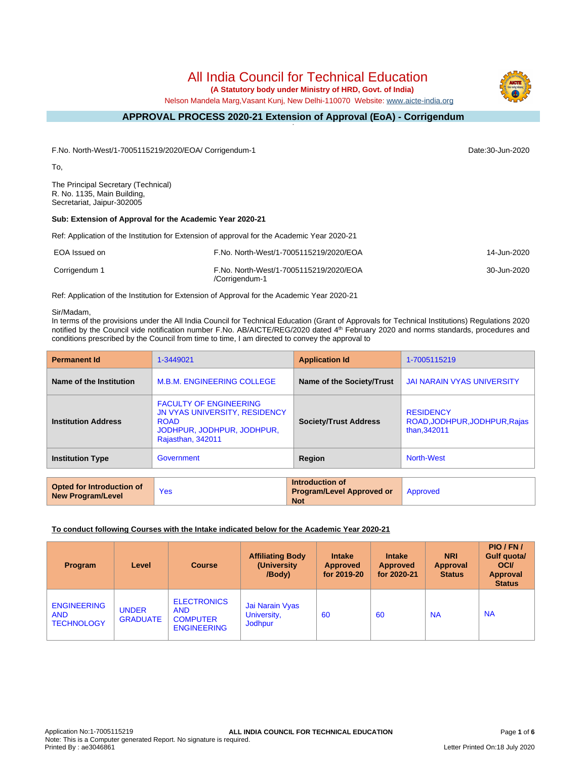# All India Council for Technical Education

**(A Statutory body under Ministry of HRD, Govt. of India)**

Nelson Mandela Marg,Vasant Kunj, New Delhi-110070 Website: www.aicte-india.org

## APPROVAL PROCESS 2020-21 Extension of Approval (EoA) - Corrigendum

F.No. North-West/1-7005115219/2020/EOA/ Corrigendum-1 Date:30-Jun-2020

To,

The Principal Secretary (Technical)
R. No. 1135, Main Building,
Secretariat, Jaipur-302005

**Sub: Extension of Approval for the Academic Year 2020-21**

Ref: Application of the Institution for Extension of approval for the Academic Year 2020-21

| | | |
|---|---|---|
| EOA Issued on | F.No. North-West/1-7005115219/2020/EOA | 14-Jun-2020 |
| Corrigendum 1 | F.No. North-West/1-7005115219/2020/EOA /Corrigendum-1 | 30-Jun-2020 |

Ref: Application of the Institution for Extension of Approval for the Academic Year 2020-21

Sir/Madam,

In terms of the provisions under the All India Council for Technical Education (Grant of Approvals for Technical Institutions) Regulations 2020 notified by the Council vide notification number F.No. AB/AICTE/REG/2020 dated 4th February 2020 and norms standards, procedures and conditions prescribed by the Council from time to time, I am directed to convey the approval to

| **Permanent Id** | 1-3449021 | **Application Id** | 1-7005115219 |
|---|---|---|---|
| **Name of the Institution** | M.B.M. ENGINEERING COLLEGE | **Name of the Society/Trust** | JAI NARAIN VYAS UNIVERSITY |
| **Institution Address** | FACULTY OF ENGINEERING JN VYAS UNIVERSITY, RESIDENCY ROAD JODHPUR, JODHPUR, JODHPUR, Rajasthan, 342011 | **Society/Trust Address** | RESIDENCY ROAD,JODHPUR,JODHPUR,Rajasthan,342011 |
| **Institution Type** | Government | **Region** | North-West |

| **Opted for Introduction of New Program/Level** | Yes | **Introduction of Program/Level Approved or Not** | Approved |
|---|---|---|---|

**To conduct following Courses with the Intake indicated below for the Academic Year 2020-21**

| Program | Level | Course | Affiliating Body (University /Body) | Intake Approved for 2019-20 | Intake Approved for 2020-21 | NRI Approval Status | PIO / FN / Gulf quota/ OCI/ Approval Status |
|---|---|---|---|---|---|---|---|
| ENGINEERING AND TECHNOLOGY | UNDER GRADUATE | ELECTRONICS AND COMPUTER ENGINEERING | Jai Narain Vyas University, Jodhpur | 60 | 60 | NA | NA |

Application No:1-7005115219
Note: This is a Computer generated Report. No signature is required.
Printed By : ae3046861
Letter Printed On:18 July 2020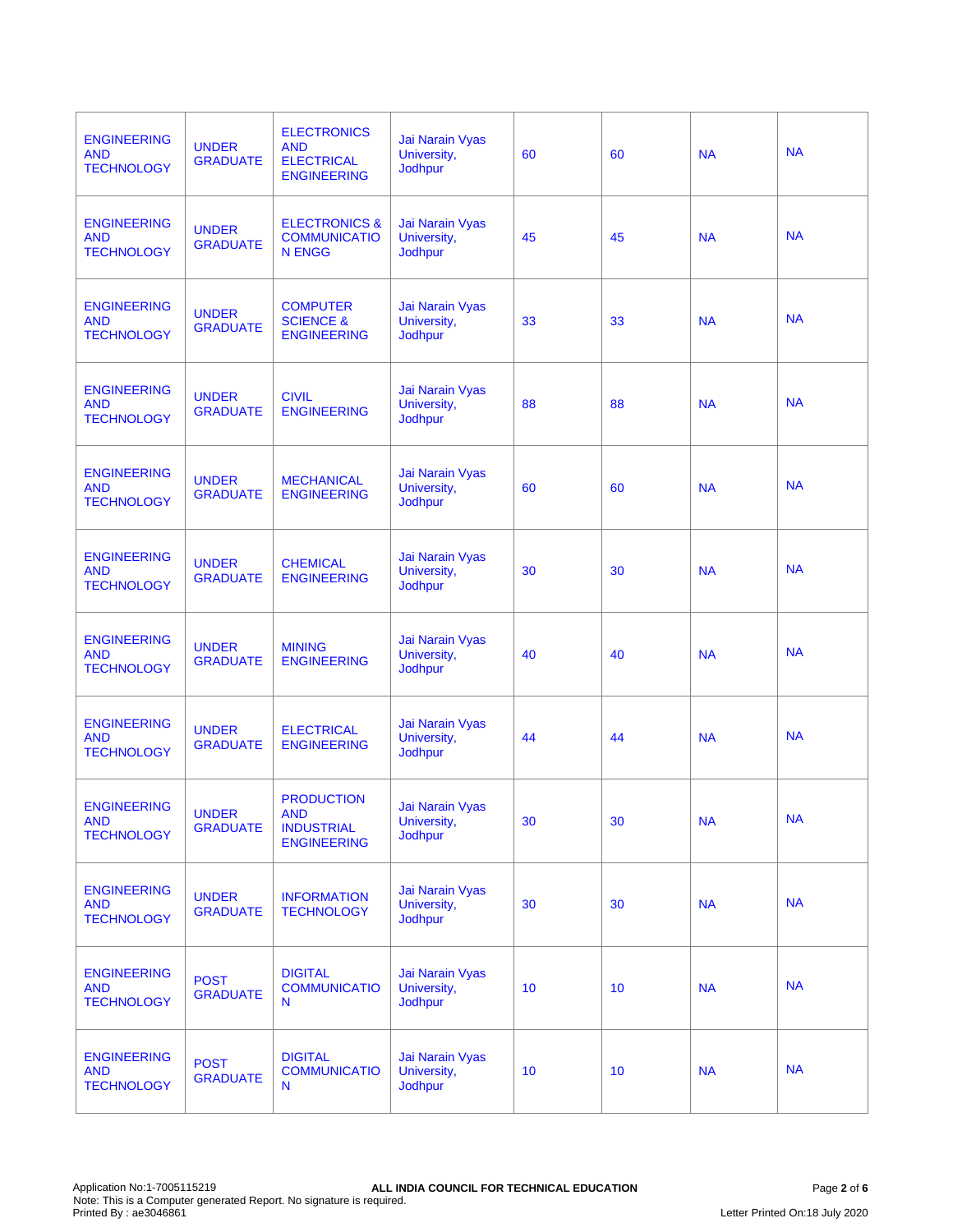| | | | | | | | |
|---|---|---|---|---|---|---|---|
| ENGINEERING AND TECHNOLOGY | UNDER GRADUATE | ELECTRONICS AND ELECTRICAL ENGINEERING | Jai Narain Vyas University, Jodhpur | 60 | 60 | NA | NA |
| ENGINEERING AND TECHNOLOGY | UNDER GRADUATE | ELECTRONICS & COMMUNICATION ENGG | Jai Narain Vyas University, Jodhpur | 45 | 45 | NA | NA |
| ENGINEERING AND TECHNOLOGY | UNDER GRADUATE | COMPUTER SCIENCE & ENGINEERING | Jai Narain Vyas University, Jodhpur | 33 | 33 | NA | NA |
| ENGINEERING AND TECHNOLOGY | UNDER GRADUATE | CIVIL ENGINEERING | Jai Narain Vyas University, Jodhpur | 88 | 88 | NA | NA |
| ENGINEERING AND TECHNOLOGY | UNDER GRADUATE | MECHANICAL ENGINEERING | Jai Narain Vyas University, Jodhpur | 60 | 60 | NA | NA |
| ENGINEERING AND TECHNOLOGY | UNDER GRADUATE | CHEMICAL ENGINEERING | Jai Narain Vyas University, Jodhpur | 30 | 30 | NA | NA |
| ENGINEERING AND TECHNOLOGY | UNDER GRADUATE | MINING ENGINEERING | Jai Narain Vyas University, Jodhpur | 40 | 40 | NA | NA |
| ENGINEERING AND TECHNOLOGY | UNDER GRADUATE | ELECTRICAL ENGINEERING | Jai Narain Vyas University, Jodhpur | 44 | 44 | NA | NA |
| ENGINEERING AND TECHNOLOGY | UNDER GRADUATE | PRODUCTION AND INDUSTRIAL ENGINEERING | Jai Narain Vyas University, Jodhpur | 30 | 30 | NA | NA |
| ENGINEERING AND TECHNOLOGY | UNDER GRADUATE | INFORMATION TECHNOLOGY | Jai Narain Vyas University, Jodhpur | 30 | 30 | NA | NA |
| ENGINEERING AND TECHNOLOGY | POST GRADUATE | DIGITAL COMMUNICATION | Jai Narain Vyas University, Jodhpur | 10 | 10 | NA | NA |
| ENGINEERING AND TECHNOLOGY | POST GRADUATE | DIGITAL COMMUNICATION | Jai Narain Vyas University, Jodhpur | 10 | 10 | NA | NA |

Application No:1-7005115219
Note: This is a Computer generated Report. No signature is required.
Printed By : ae3046861

**ALL INDIA COUNCIL FOR TECHNICAL EDUCATION**

Letter Printed On:18 July 2020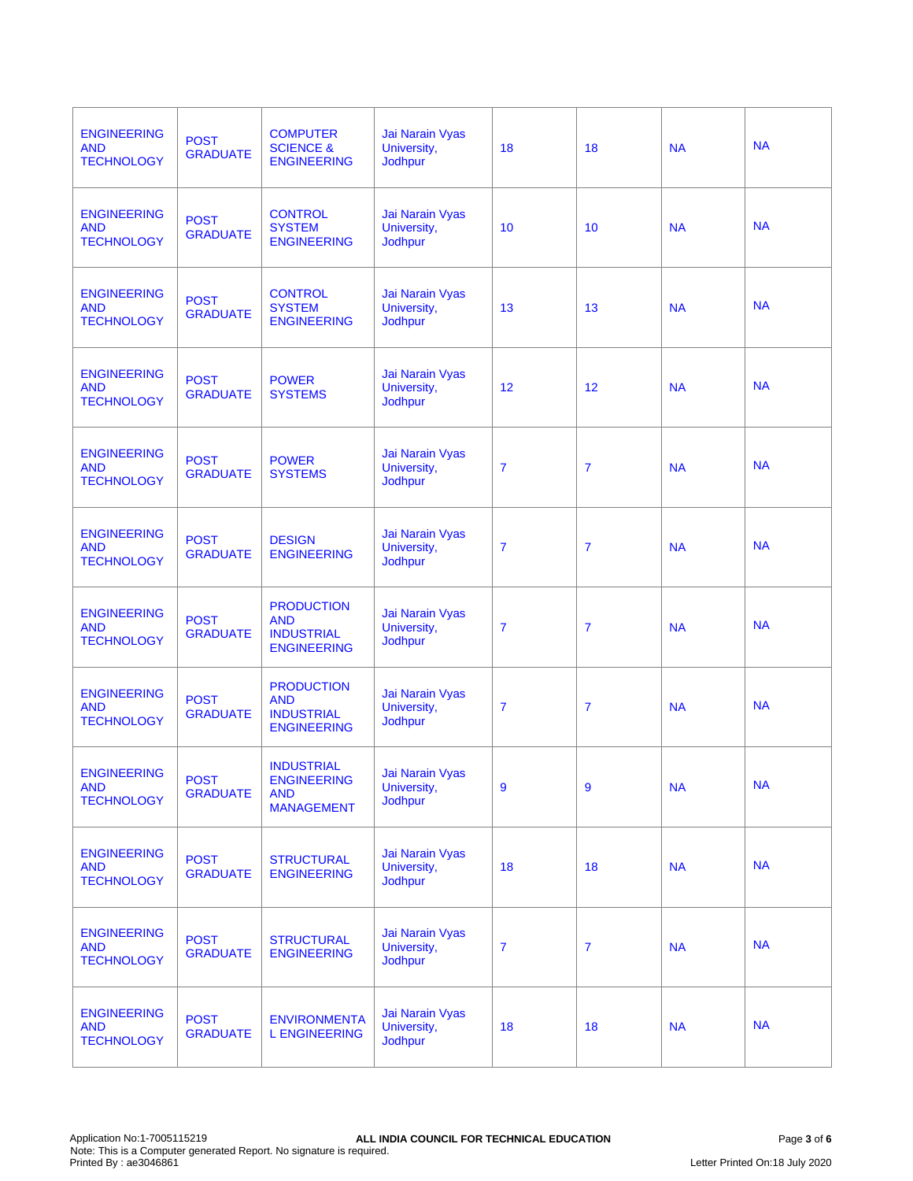| | | | | | | | |
|---|---|---|---|---|---|---|---|
| ENGINEERING AND TECHNOLOGY | POST GRADUATE | COMPUTER SCIENCE & ENGINEERING | Jai Narain Vyas University, Jodhpur | 18 | 18 | NA | NA |
| ENGINEERING AND TECHNOLOGY | POST GRADUATE | CONTROL SYSTEM ENGINEERING | Jai Narain Vyas University, Jodhpur | 10 | 10 | NA | NA |
| ENGINEERING AND TECHNOLOGY | POST GRADUATE | CONTROL SYSTEM ENGINEERING | Jai Narain Vyas University, Jodhpur | 13 | 13 | NA | NA |
| ENGINEERING AND TECHNOLOGY | POST GRADUATE | POWER SYSTEMS | Jai Narain Vyas University, Jodhpur | 12 | 12 | NA | NA |
| ENGINEERING AND TECHNOLOGY | POST GRADUATE | POWER SYSTEMS | Jai Narain Vyas University, Jodhpur | 7 | 7 | NA | NA |
| ENGINEERING AND TECHNOLOGY | POST GRADUATE | DESIGN ENGINEERING | Jai Narain Vyas University, Jodhpur | 7 | 7 | NA | NA |
| ENGINEERING AND TECHNOLOGY | POST GRADUATE | PRODUCTION AND INDUSTRIAL ENGINEERING | Jai Narain Vyas University, Jodhpur | 7 | 7 | NA | NA |
| ENGINEERING AND TECHNOLOGY | POST GRADUATE | PRODUCTION AND INDUSTRIAL ENGINEERING | Jai Narain Vyas University, Jodhpur | 7 | 7 | NA | NA |
| ENGINEERING AND TECHNOLOGY | POST GRADUATE | INDUSTRIAL ENGINEERING AND MANAGEMENT | Jai Narain Vyas University, Jodhpur | 9 | 9 | NA | NA |
| ENGINEERING AND TECHNOLOGY | POST GRADUATE | STRUCTURAL ENGINEERING | Jai Narain Vyas University, Jodhpur | 18 | 18 | NA | NA |
| ENGINEERING AND TECHNOLOGY | POST GRADUATE | STRUCTURAL ENGINEERING | Jai Narain Vyas University, Jodhpur | 7 | 7 | NA | NA |
| ENGINEERING AND TECHNOLOGY | POST GRADUATE | ENVIRONMENTAL ENGINEERING | Jai Narain Vyas University, Jodhpur | 18 | 18 | NA | NA |

Application No:1-7005115219
Note: This is a Computer generated Report. No signature is required.
Printed By : ae3046861

**ALL INDIA COUNCIL FOR TECHNICAL EDUCATION**

Letter Printed On:18 July 2020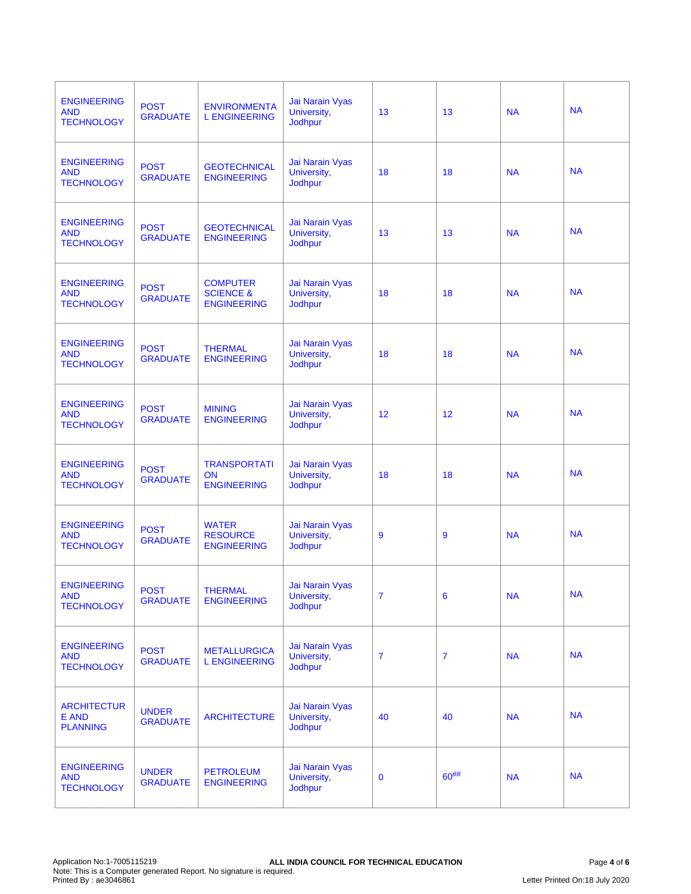| | | | | | | | |
|---|---|---|---|---|---|---|---|
| ENGINEERING AND TECHNOLOGY | POST GRADUATE | ENVIRONMENTAL ENGINEERING | Jai Narain Vyas University, Jodhpur | 13 | 13 | NA | NA |
| ENGINEERING AND TECHNOLOGY | POST GRADUATE | GEOTECHNICAL ENGINEERING | Jai Narain Vyas University, Jodhpur | 18 | 18 | NA | NA |
| ENGINEERING AND TECHNOLOGY | POST GRADUATE | GEOTECHNICAL ENGINEERING | Jai Narain Vyas University, Jodhpur | 13 | 13 | NA | NA |
| ENGINEERING AND TECHNOLOGY | POST GRADUATE | COMPUTER SCIENCE & ENGINEERING | Jai Narain Vyas University, Jodhpur | 18 | 18 | NA | NA |
| ENGINEERING AND TECHNOLOGY | POST GRADUATE | THERMAL ENGINEERING | Jai Narain Vyas University, Jodhpur | 18 | 18 | NA | NA |
| ENGINEERING AND TECHNOLOGY | POST GRADUATE | MINING ENGINEERING | Jai Narain Vyas University, Jodhpur | 12 | 12 | NA | NA |
| ENGINEERING AND TECHNOLOGY | POST GRADUATE | TRANSPORTATION ENGINEERING | Jai Narain Vyas University, Jodhpur | 18 | 18 | NA | NA |
| ENGINEERING AND TECHNOLOGY | POST GRADUATE | WATER RESOURCE ENGINEERING | Jai Narain Vyas University, Jodhpur | 9 | 9 | NA | NA |
| ENGINEERING AND TECHNOLOGY | POST GRADUATE | THERMAL ENGINEERING | Jai Narain Vyas University, Jodhpur | 7 | 6 | NA | NA |
| ENGINEERING AND TECHNOLOGY | POST GRADUATE | METALLURGICAL ENGINEERING | Jai Narain Vyas University, Jodhpur | 7 | 7 | NA | NA |
| ARCHITECTURE AND PLANNING | UNDER GRADUATE | ARCHITECTURE | Jai Narain Vyas University, Jodhpur | 40 | 40 | NA | NA |
| ENGINEERING AND TECHNOLOGY | UNDER GRADUATE | PETROLEUM ENGINEERING | Jai Narain Vyas University, Jodhpur | 0 | 60## | NA | NA |

Application No:1-7005115219
Note: This is a Computer generated Report. No signature is required.
Printed By : ae3046861

ALL INDIA COUNCIL FOR TECHNICAL EDUCATION

Letter Printed On:18 July 2020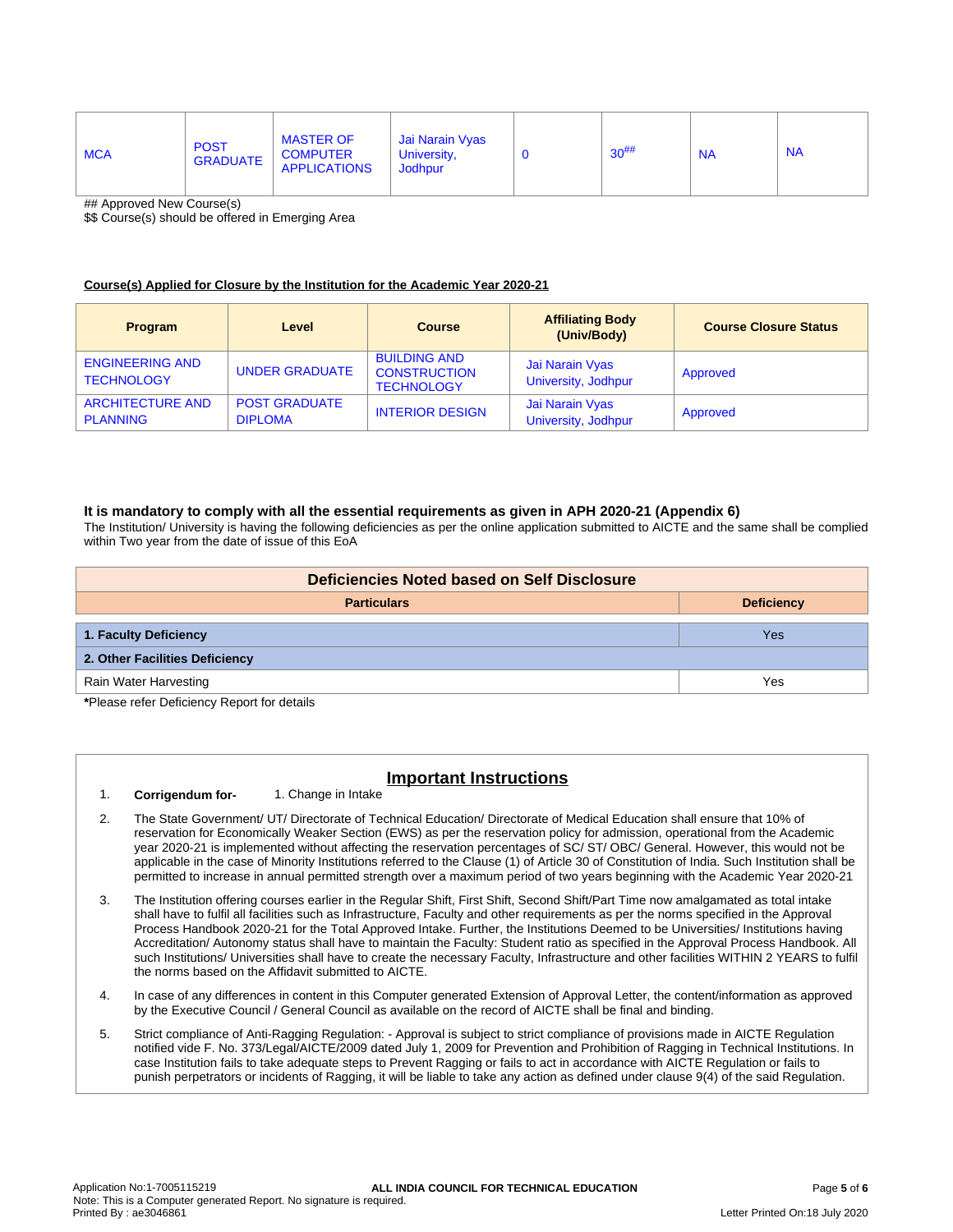| MCA | POST GRADUATE | MASTER OF COMPUTER APPLICATIONS | Jai Narain Vyas University, Jodhpur | 0 | 30## | NA | NA |
|---|---|---|---|---|---|---|---|

## Approved New Course(s)
$$ Course(s) should be offered in Emerging Area

**Course(s) Applied for Closure by the Institution for the Academic Year 2020-21**

| Program | Level | Course | Affiliating Body (Univ/Body) | Course Closure Status |
|---|---|---|---|---|
| ENGINEERING AND TECHNOLOGY | UNDER GRADUATE | BUILDING AND CONSTRUCTION TECHNOLOGY | Jai Narain Vyas University, Jodhpur | Approved |
| ARCHITECTURE AND PLANNING | POST GRADUATE DIPLOMA | INTERIOR DESIGN | Jai Narain Vyas University, Jodhpur | Approved |

**It is mandatory to comply with all the essential requirements as given in APH 2020-21 (Appendix 6)**
The Institution/ University is having the following deficiencies as per the online application submitted to AICTE and the same shall be complied within Two year from the date of issue of this EoA

| Deficiencies Noted based on Self Disclosure | |
|---|---|
| **Particulars** | **Deficiency** |
| **1. Faculty Deficiency** | Yes |
| **2. Other Facilities Deficiency** | |
| Rain Water Harvesting | Yes |

***Please refer Deficiency Report for details**

## Important Instructions

1. **Corrigendum for-** 1. Change in Intake
2. The State Government/ UT/ Directorate of Technical Education/ Directorate of Medical Education shall ensure that 10% of reservation for Economically Weaker Section (EWS) as per the reservation policy for admission, operational from the Academic year 2020-21 is implemented without affecting the reservation percentages of SC/ ST/ OBC/ General. However, this would not be applicable in the case of Minority Institutions referred to the Clause (1) of Article 30 of Constitution of India. Such Institution shall be permitted to increase in annual permitted strength over a maximum period of two years beginning with the Academic Year 2020-21
3. The Institution offering courses earlier in the Regular Shift, First Shift, Second Shift/Part Time now amalgamated as total intake shall have to fulfil all facilities such as Infrastructure, Faculty and other requirements as per the norms specified in the Approval Process Handbook 2020-21 for the Total Approved Intake. Further, the Institutions Deemed to be Universities/ Institutions having Accreditation/ Autonomy status shall have to maintain the Faculty: Student ratio as specified in the Approval Process Handbook. All such Institutions/ Universities shall have to create the necessary Faculty, Infrastructure and other facilities WITHIN 2 YEARS to fulfil the norms based on the Affidavit submitted to AICTE.
4. In case of any differences in content in this Computer generated Extension of Approval Letter, the content/information as approved by the Executive Council / General Council as available on the record of AICTE shall be final and binding.
5. Strict compliance of Anti-Ragging Regulation: - Approval is subject to strict compliance of provisions made in AICTE Regulation notified vide F. No. 373/Legal/AICTE/2009 dated July 1, 2009 for Prevention and Prohibition of Ragging in Technical Institutions. In case Institution fails to take adequate steps to Prevent Ragging or fails to act in accordance with AICTE Regulation or fails to punish perpetrators or incidents of Ragging, it will be liable to take any action as defined under clause 9(4) of the said Regulation.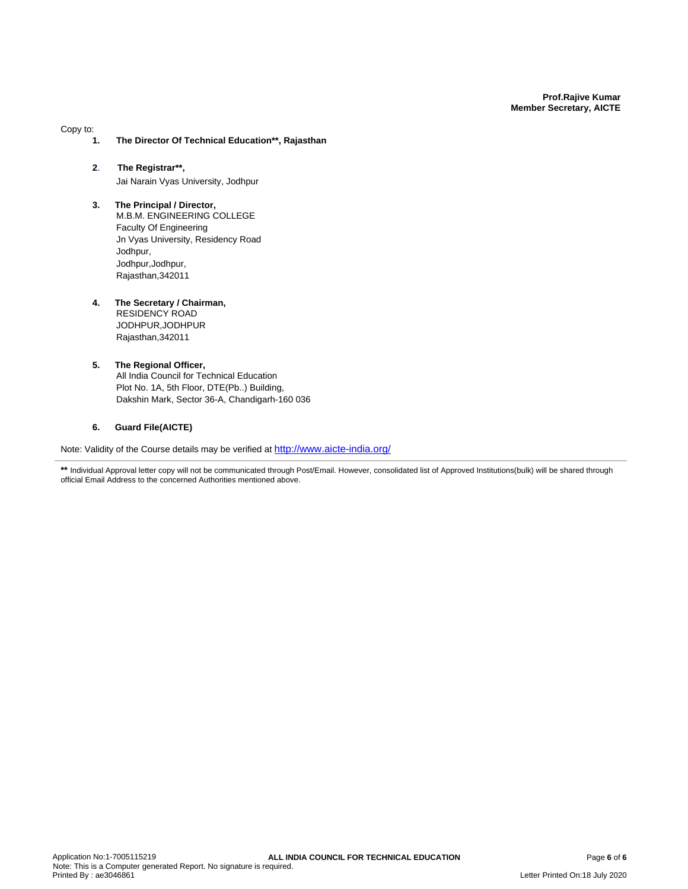**Prof.Rajive Kumar**
**Member Secretary, AICTE**

Copy to:

1. **The Director Of Technical Education**, Rajasthan**

2. **The Registrar**,**
   Jai Narain Vyas University, Jodhpur

3. **The Principal / Director,**
   M.B.M. ENGINEERING COLLEGE
   Faculty Of Engineering
   Jn Vyas University, Residency Road
   Jodhpur,
   Jodhpur,Jodhpur,
   Rajasthan,342011

4. **The Secretary / Chairman,**
   RESIDENCY ROAD
   JODHPUR,JODHPUR
   Rajasthan,342011

5. **The Regional Officer,**
   All India Council for Technical Education
   Plot No. 1A, 5th Floor, DTE(Pb..) Building,
   Dakshin Mark, Sector 36-A, Chandigarh-160 036

6. **Guard File(AICTE)**

Note: Validity of the Course details may be verified at http://www.aicte-india.org/

---

**** Individual Approval letter copy will not be communicated through Post/Email. However, consolidated list of Approved Institutions(bulk) will be shared through official Email Address to the concerned Authorities mentioned above.

Application No:1-7005115219
Note: This is a Computer generated Report. No signature is required.
Printed By : ae3046861

Letter Printed On:18 July 2020